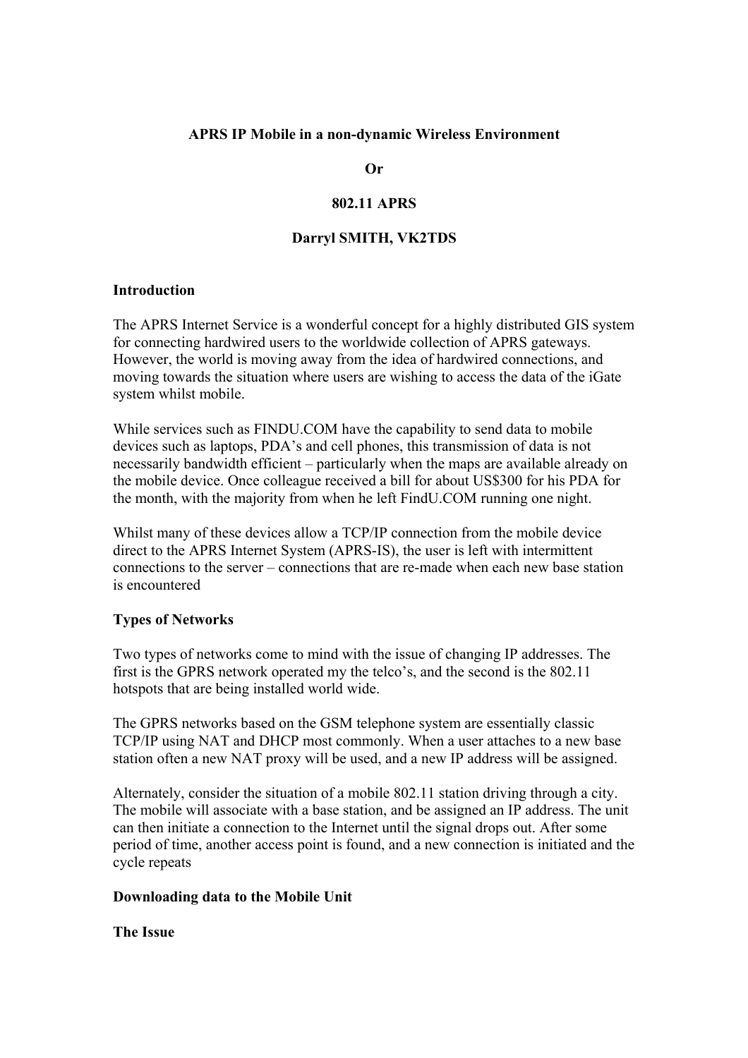# APRS IP Mobile in a non-dynamic Wireless Environment

**Or**

**802.11 APRS**

**Darryl SMITH, VK2TDS**

## Introduction

The APRS Internet Service is a wonderful concept for a highly distributed GIS system for connecting hardwired users to the worldwide collection of APRS gateways. However, the world is moving away from the idea of hardwired connections, and moving towards the situation where users are wishing to access the data of the iGate system whilst mobile.

While services such as FINDU.COM have the capability to send data to mobile devices such as laptops, PDA's and cell phones, this transmission of data is not necessarily bandwidth efficient – particularly when the maps are available already on the mobile device. Once colleague received a bill for about US$300 for his PDA for the month, with the majority from when he left FindU.COM running one night.

Whilst many of these devices allow a TCP/IP connection from the mobile device direct to the APRS Internet System (APRS-IS), the user is left with intermittent connections to the server – connections that are re-made when each new base station is encountered

## Types of Networks

Two types of networks come to mind with the issue of changing IP addresses. The first is the GPRS network operated my the telco's, and the second is the 802.11 hotspots that are being installed world wide.

The GPRS networks based on the GSM telephone system are essentially classic TCP/IP using NAT and DHCP most commonly. When a user attaches to a new base station often a new NAT proxy will be used, and a new IP address will be assigned.

Alternately, consider the situation of a mobile 802.11 station driving through a city. The mobile will associate with a base station, and be assigned an IP address. The unit can then initiate a connection to the Internet until the signal drops out. After some period of time, another access point is found, and a new connection is initiated and the cycle repeats

## Downloading data to the Mobile Unit

### The Issue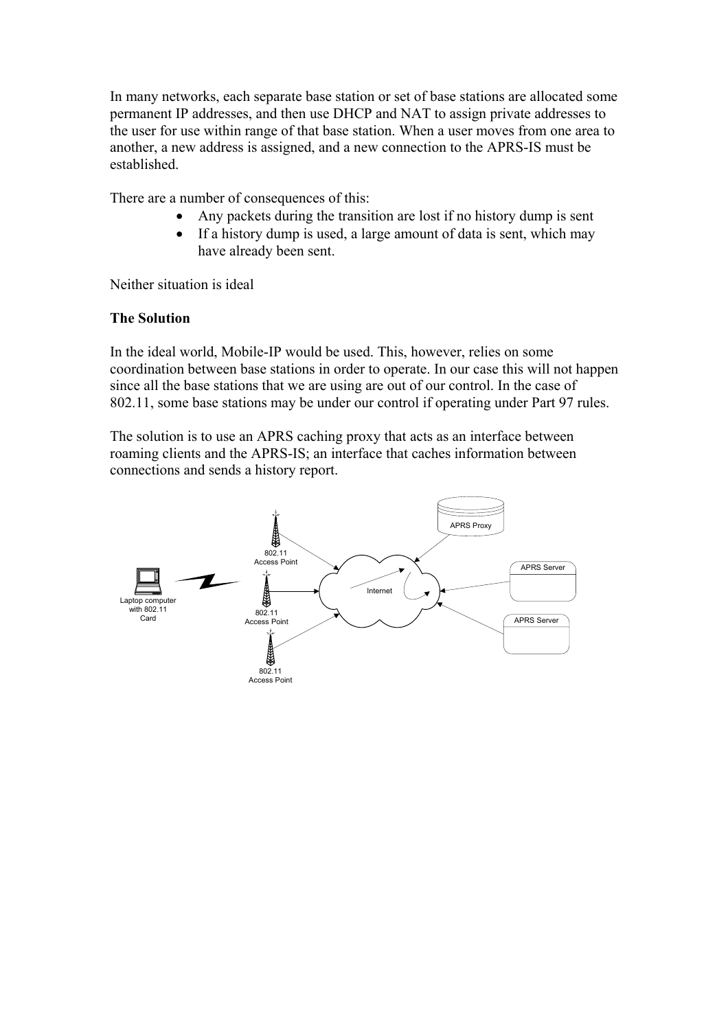In many networks, each separate base station or set of base stations are allocated some permanent IP addresses, and then use DHCP and NAT to assign private addresses to the user for use within range of that base station. When a user moves from one area to another, a new address is assigned, and a new connection to the APRS-IS must be established.

There are a number of consequences of this:

- Any packets during the transition are lost if no history dump is sent
- If a history dump is used, a large amount of data is sent, which may have already been sent.

Neither situation is ideal

**The Solution**

In the ideal world, Mobile-IP would be used. This, however, relies on some coordination between base stations in order to operate. In our case this will not happen since all the base stations that we are using are out of our control. In the case of 802.11, some base stations may be under our control if operating under Part 97 rules.

The solution is to use an APRS caching proxy that acts as an interface between roaming clients and the APRS-IS; an interface that caches information between connections and sends a history report.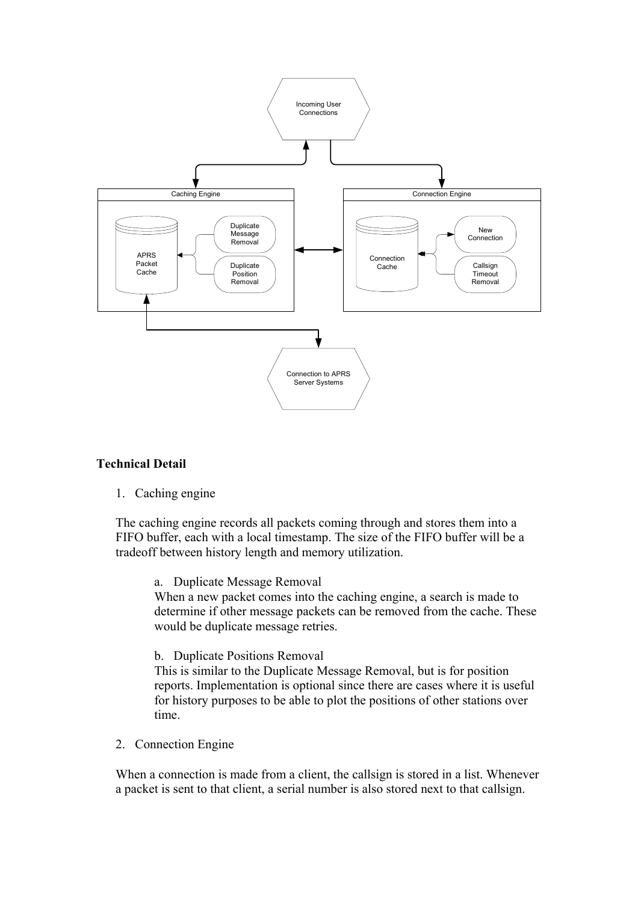**Technical Detail**

1. Caching engine

The caching engine records all packets coming through and stores them into a FIFO buffer, each with a local timestamp. The size of the FIFO buffer will be a tradeoff between history length and memory utilization.

a. Duplicate Message Removal
When a new packet comes into the caching engine, a search is made to determine if other message packets can be removed from the cache. These would be duplicate message retries.

b. Duplicate Positions Removal
This is similar to the Duplicate Message Removal, but is for position reports. Implementation is optional since there are cases where it is useful for history purposes to be able to plot the positions of other stations over time.

2. Connection Engine

When a connection is made from a client, the callsign is stored in a list. Whenever a packet is sent to that client, a serial number is also stored next to that callsign.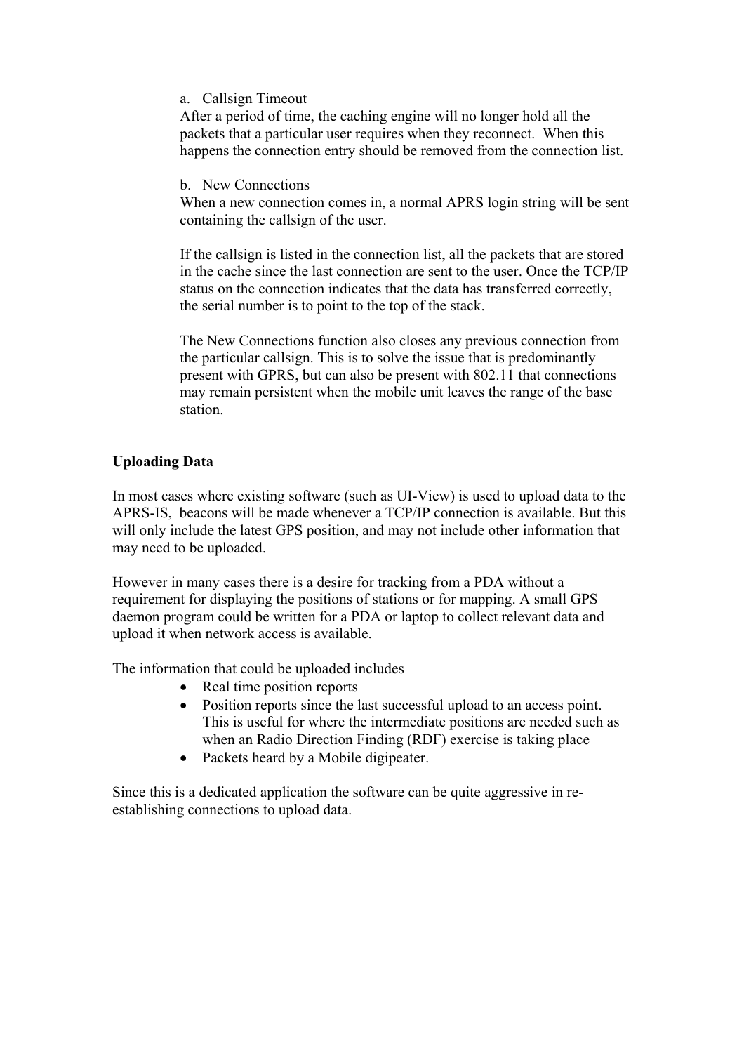a. Callsign Timeout

After a period of time, the caching engine will no longer hold all the packets that a particular user requires when they reconnect. When this happens the connection entry should be removed from the connection list.

b. New Connections

When a new connection comes in, a normal APRS login string will be sent containing the callsign of the user.

If the callsign is listed in the connection list, all the packets that are stored in the cache since the last connection are sent to the user. Once the TCP/IP status on the connection indicates that the data has transferred correctly, the serial number is to point to the top of the stack.

The New Connections function also closes any previous connection from the particular callsign. This is to solve the issue that is predominantly present with GPRS, but can also be present with 802.11 that connections may remain persistent when the mobile unit leaves the range of the base station.

**Uploading Data**

In most cases where existing software (such as UI-View) is used to upload data to the APRS-IS, beacons will be made whenever a TCP/IP connection is available. But this will only include the latest GPS position, and may not include other information that may need to be uploaded.

However in many cases there is a desire for tracking from a PDA without a requirement for displaying the positions of stations or for mapping. A small GPS daemon program could be written for a PDA or laptop to collect relevant data and upload it when network access is available.

The information that could be uploaded includes

- Real time position reports
- Position reports since the last successful upload to an access point. This is useful for where the intermediate positions are needed such as when an Radio Direction Finding (RDF) exercise is taking place
- Packets heard by a Mobile digipeater.

Since this is a dedicated application the software can be quite aggressive in re-establishing connections to upload data.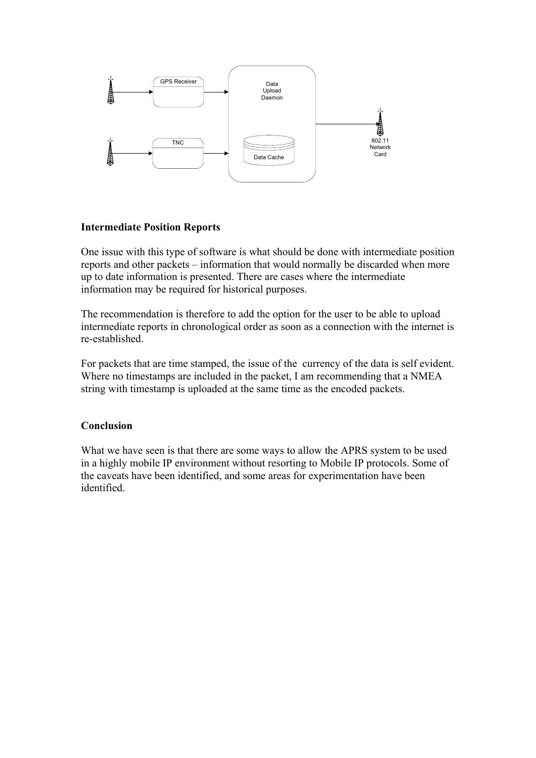GPS Receiver

Data
Upload
Daemon

TNC

Data Cache

802.11
Network
Card

**Intermediate Position Reports**

One issue with this type of software is what should be done with intermediate position reports and other packets – information that would normally be discarded when more up to date information is presented. There are cases where the intermediate information may be required for historical purposes.

The recommendation is therefore to add the option for the user to be able to upload intermediate reports in chronological order as soon as a connection with the internet is re-established.

For packets that are time stamped, the issue of the currency of the data is self evident. Where no timestamps are included in the packet, I am recommending that a NMEA string with timestamp is uploaded at the same time as the encoded packets.

**Conclusion**

What we have seen is that there are some ways to allow the APRS system to be used in a highly mobile IP environment without resorting to Mobile IP protocols. Some of the caveats have been identified, and some areas for experimentation have been identified.